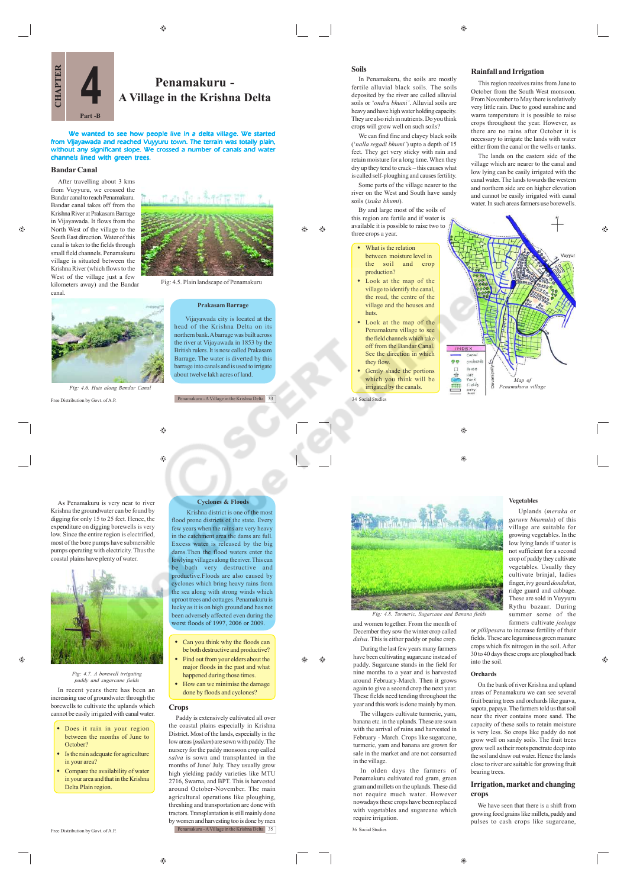# CHAPTER 4 Part -B

# Penamakuru - A Village in the Krishna Delta

**We wanted to see how people live in a delta village. We started from Vijayawada and reached Vuyyuru town. The terrain was totally plain, without any significant slope. We crossed a number of canals and water channels lined with green trees.**

## Bandar Canal

After travelling about 3 kms from Vuyyuru, we crossed the Bandar canal to reach Penamakuru. Bandar canal takes off from the Krishna River at Prakasam Barrage in Vijayawada. It flows from the North West of the village to the South East direction. Water of this canal is taken to the fields through small field channels. Penamakuru village is situated between the Krishna River (which flows to the West of the village just a few kilometers away) and the Bandar canal.

Fig: 4.5. Plain landscape of Penamakuru

*Fig: 4.6. Huts along Bandar Canal*

**Prakasam Barrage**

Vijayawada city is located at the head of the Krishna Delta on its northern bank. A barrage was built across the river at Vijayawada in 1853 by the British rulers. It is now called Prakasam Barrage. The water is diverted by this barrage into canals and is used to irrigate about twelve lakh acres of land.

## Soils

In Penamakuru, the soils are mostly fertile alluvial black soils. The soils deposited by the river are called alluvial soils or '*ondru bhumi*'. Alluvial soils are heavy and have high water holding capacity. They are also rich in nutrients. Do you think crops will grow well on such soils?

We can find fine and clayey black soils ('*nalla regadi bhumi*') upto a depth of 15 feet. They get very sticky with rain and retain moisture for a long time. When they dry up they tend to crack – this causes what is called self-ploughing and causes fertility.

Some parts of the village nearer to the river on the West and South have sandy soils (*isuka bhumi*).

By and large most of the soils of this region are fertile and if water is available it is possible to raise two to three crops a year.

- What is the relation between moisture level in the soil and crop production?
- Look at the map of the village to identify the canal, the road, the centre of the village and the houses and huts.
- Look at the map of the Penamakuru village to see the field channels which take off from the Bandar Canal. See the direction in which they flow.
- Gently shade the portions which you think will be irrigated by the canals.

## Rainfall and Irrigation

This region receives rains from June to October from the South West monsoon. From November to May there is relatively very little rain. Due to good sunshine and warm temperature it is possible to raise crops throughout the year. However, as there are no rains after October it is necessary to irrigate the lands with water either from the canal or the wells or tanks.

The lands on the eastern side of the village which are nearer to the canal and low lying can be easily irrigated with the canal water. The lands towards the western and northern side are on higher elevation and cannot be easily irrigated with canal water. In such areas farmers use borewells.

INDEX: Canal, Orchards, House, Hut, Tank, Fields paddy

*Map of Penamakuru village*

As Penamakuru is very near to river Krishna the groundwater can be found by digging for only 15 to 25 feet. Hence, the expenditure on digging borewells is very low. Since the entire region is electrified, most of the bore pumps have submersible pumps operating with electricity. Thus the coastal plains have plenty of water.

*Fig: 4.7. A borewell irrigating paddy and sugarcane fields*

In recent years there has been an increasing use of groundwater through the borewells to cultivate the uplands which cannot be easily irrigated with canal water.

- Does it rain in your region between the months of June to October?
- Is the rain adequate for agriculture in your area?
- Compare the availability of water in your area and that in the Krishna Delta Plain region.

**Cyclones & Floods**

Krishna district is one of the most flood prone districts of the state. Every few years when the rains are very heavy in the catchment area the dams are full. Excess water is released by the big dams. Then the flood waters enter the lowlying villages along the river. This can be both very destructive and productive. Floods are also caused by cyclones which bring heavy rains from the sea along with strong winds which uproot trees and cottages. Penamakuru is lucky as it is on high ground and has not been adversely affected even during the worst floods of 1997, 2006 or 2009.

- Can you think why the floods can be both destructive and productive?
- Find out from your elders about the major floods in the past and what happened during those times.
- How can we minimise the damage done by floods and cyclones?

## Crops

Paddy is extensively cultivated all over the coastal plains especially in Krishna District. Most of the lands, especially in the low areas (*pallam*) are sown with paddy. The nursery for the paddy monsoon crop called *salva* is sown and transplanted in the months of June/ July. They usually grow high yielding paddy varieties like MTU 2716, Swarna, and BPT. This is harvested around October-November. The main agricultural operations like ploughing, threshing and transportation are done with tractors. Transplantation is still mainly done by women and harvesting too is done by men and women together. From the month of December they sow the winter crop called *dalva*. This is either paddy or pulse crop.

*Fig: 4.8. Turmeric, Sugarcane and Banana fields*

During the last few years many farmers have been cultivating sugarcane instead of paddy. Sugarcane stands in the field for nine months to a year and is harvested around February-March. Then it grows again to give a second crop the next year. These fields need tending throughout the year and this work is done mainly by men.

The villagers cultivate turmeric, yam, banana etc. in the uplands. These are sown with the arrival of rains and harvested in February - March. Crops like sugarcane, turmeric, yam and banana are grown for sale in the market and are not consumed in the village.

In olden days the farmers of Penamakuru cultivated red gram, green gram and millets on the uplands. These did not require much water. However nowadays these crops have been replaced with vegetables and sugarcane which require irrigation.

### Vegetables

Uplands (*meraka* or *garuvu bhumulu*) of this village are suitable for growing vegetables. In the low lying lands if water is not sufficient for a second crop of paddy they cultivate vegetables. Usually they cultivate brinjal, ladies finger, ivy gourd *dondakai*, ridge guard and cabbage. These are sold in Vuyyuru Rythu bazaar. During summer some of the farmers cultivate *jeeluga* or *pillipesara* to increase fertility of their fields. These are leguminous green manure crops which fix nitrogen in the soil. After 30 to 40 days these crops are ploughed back into the soil.

### Orchards

On the bank of river Krishna and upland areas of Penamakuru we can see several fruit bearing trees and orchards like guava, sapota, papaya. The farmers told us that soil near the river contains more sand. The capacity of these soils to retain moisture is very less. So crops like paddy do not grow well on sandy soils. The fruit trees grow well as their roots penetrate deep into the soil and draw out water. Hence the lands close to river are suitable for growing fruit bearing trees.

## Irrigation, market and changing crops

We have seen that there is a shift from growing food grains like millets, paddy and pulses to cash crops like sugarcane,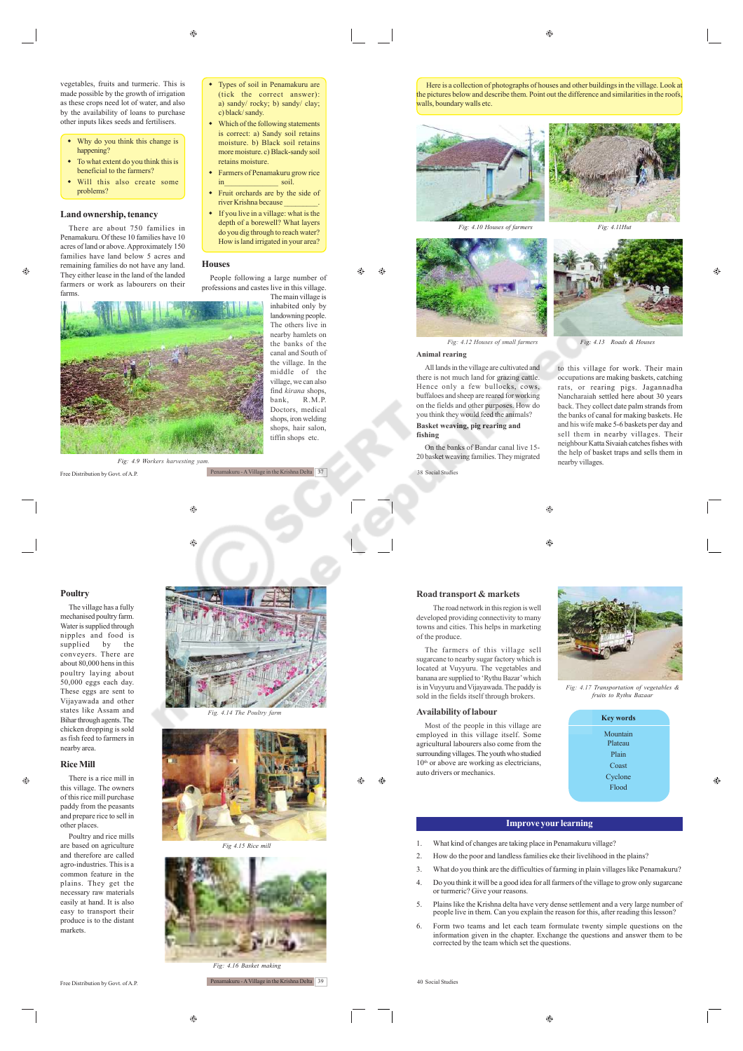vegetables, fruits and turmeric. This is made possible by the growth of irrigation as these crops need lot of water, and also by the availability of loans to purchase other inputs likes seeds and fertilisers.

- Why do you think this change is happening?
- To what extent do you think this is beneficial to the farmers?
- Will this also create some problems?

## Land ownership, tenancy

There are about 750 families in Penamakuru. Of these 10 families have 10 acres of land or above. Approximately 150 families have land below 5 acres and remaining families do not have any land. They either lease in the land of the landed farmers or work as labourers on their farms.

- Types of soil in Penamakuru are (tick the correct answer): a) sandy/ rocky; b) sandy/ clay; c) black/ sandy.
- Which of the following statements is correct: a) Sandy soil retains moisture. b) Black soil retains more moisture. c) Black-sandy soil retains moisture.
- Farmers of Penamakuru grow rice in_____________ soil.
- Fruit orchards are by the side of river Krishna because _________.
- If you live in a village: what is the depth of a borewell? What layers do you dig through to reach water? How is land irrigated in your area?

## Houses

People following a large number of professions and castes live in this village. The main village is inhabited only by landowning people. The others live in nearby hamlets on the banks of the canal and South of the village. In the middle of the village, we can also find *kirana* shops, bank, R.M.P. Doctors, medical shops, iron welding shops, hair salon, tiffin shops etc.

*Fig: 4.9 Workers harvesting yam.*

Here is a collection of photographs of houses and other buildings in the village. Look at the pictures below and describe them. Point out the difference and similarities in the roofs, walls, boundary walls etc.

*Fig: 4.10 Houses of farmers*

*Fig: 4.11Hut*

*Fig: 4.12 Houses of small farmers*

*Fig: 4.13 Roads & Houses*

## Animal rearing

All lands in the village are cultivated and there is not much land for grazing cattle. Hence only a few bullocks, cows, buffaloes and sheep are reared for working on the fields and other purposes. How do you think they would feed the animals?

### Basket weaving, pig rearing and fishing

On the banks of Bandar canal live 15-20 basket weaving families. They migrated to this village for work. Their main occupations are making baskets, catching rats, or rearing pigs. Jagannadha Nancharaiah settled here about 30 years back. They collect date palm strands from the banks of canal for making baskets. He and his wife make 5-6 baskets per day and sell them in nearby villages. Their neighbour Katta Sivaiah catches fishes with the help of basket traps and sells them in nearby villages.

## Poultry

The village has a fully mechanised poultry farm. Water is supplied through nipples and food is supplied by the conveyers. There are about 80,000 hens in this poultry laying about 50,000 eggs each day. These eggs are sent to Vijayawada and other states like Assam and Bihar through agents. The chicken dropping is sold as fish feed to farmers in nearby area.

*Fig. 4.14 The Poultry farm*

## Rice Mill

There is a rice mill in this village. The owners of this rice mill purchase paddy from the peasants and prepare rice to sell in other places.

Poultry and rice mills are based on agriculture and therefore are called agro-industries. This is a common feature in the plains. They get the necessary raw materials easily at hand. It is also easy to transport their produce is to the distant markets.

*Fig 4.15 Rice mill*

*Fig: 4.16 Basket making*

## Road transport & markets

The road network in this region is well developed providing connectivity to many towns and cities. This helps in marketing of the produce.

The farmers of this village sell sugarcane to nearby sugar factory which is located at Vuyyuru. The vegetables and banana are supplied to 'Rythu Bazar' which is in Vuyyuru and Vijayawada. The paddy is sold in the fields itself through brokers.

*Fig: 4.17 Transportation of vegetables & fruits to Rythu Bazaar*

## Availability of labour

Most of the people in this village are employed in this village itself. Some agricultural labourers also come from the surrounding villages. The youth who studied 10th or above are working as electricians, auto drivers or mechanics.

**Key words**

Mountain
Plateau
Plain
Coast
Cyclone
Flood

## Improve your learning

1. What kind of changes are taking place in Penamakuru village?
2. How do the poor and landless families eke their livelihood in the plains?
3. What do you think are the difficulties of living in plain villages like Penamakuru?
4. Do you think it will be a good idea for all farmers of the village to grow only sugarcane or turmeric? Give your reasons.
5. Plains like the Krishna delta have very dense settlement and a very large number of people live in them. Can you explain the reason for this, after reading this lesson?
6. Form two teams and let each team formulate twenty simple questions on the information given in the chapter. Exchange the questions and answer them to be corrected by the team which set the questions.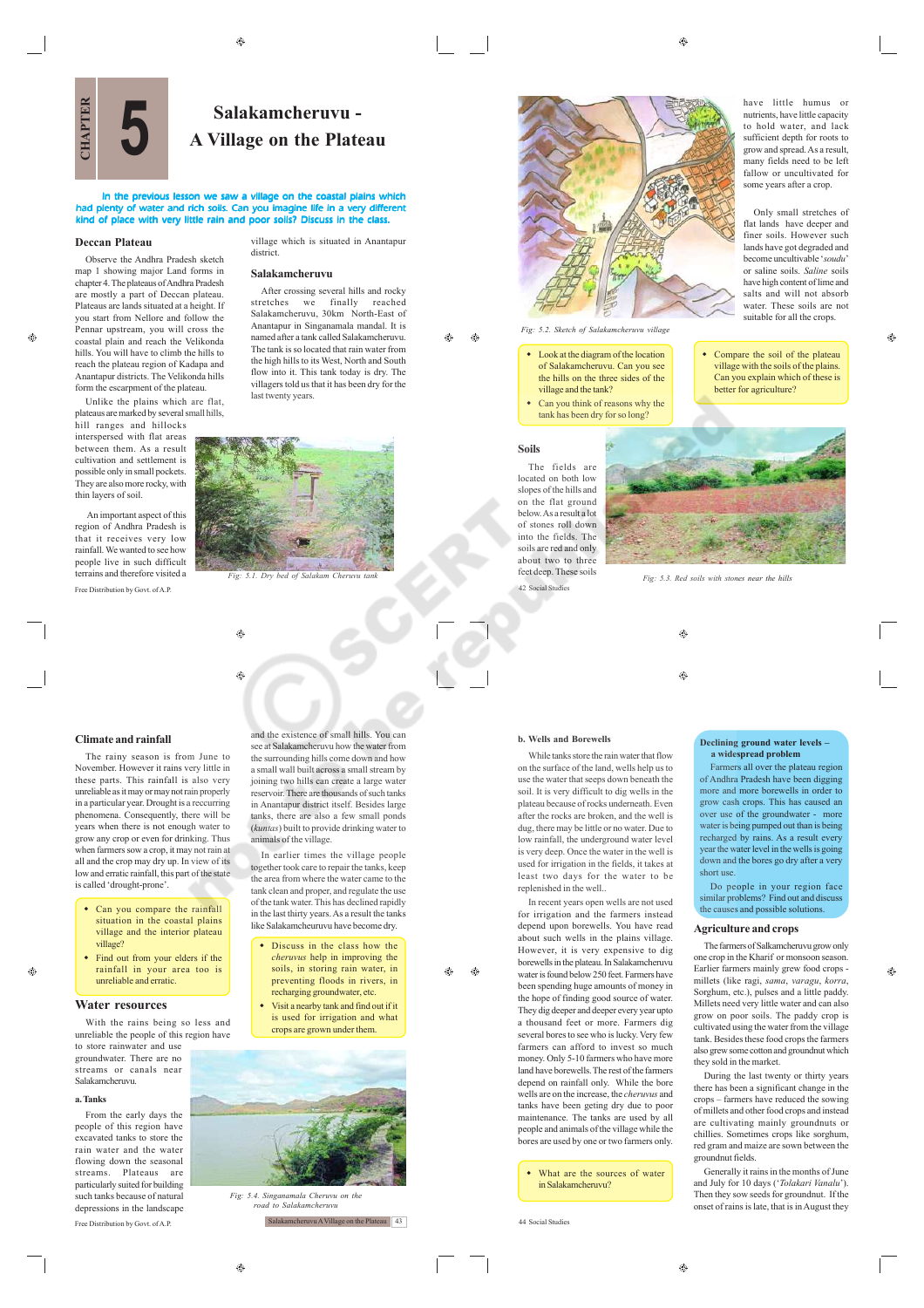# CHAPTER 5

# Salakamcheruvu - A Village on the Plateau

In the previous lesson we saw a village on the coastal plains which had plenty of water and rich soils. Can you imagine life in a very different kind of place with very little rain and poor soils? Discuss in the class.

## Deccan Plateau

Observe the Andhra Pradesh sketch map 1 showing major Land forms in chapter 4. The plateaus of Andhra Pradesh are mostly a part of Deccan plateau. Plateaus are lands situated at a height. If you start from Nellore and follow the Pennar upstream, you will cross the coastal plain and reach the Velikonda hills. You will have to climb the hills to reach the plateau region of Kadapa and Anantapur districts. The Velikonda hills form the escarpment of the plateau.

Unlike the plains which are flat, plateaus are marked by several small hills, hill ranges and hillocks interspersed with flat areas between them. As a result cultivation and settlement is possible only in small pockets. They are also more rocky, with thin layers of soil.

An important aspect of this region of Andhra Pradesh is that it receives very low rainfall. We wanted to see how people live in such difficult terrains and therefore visited a village which is situated in Anantapur district.

## Salakamcheruvu

After crossing several hills and rocky stretches we finally reached Salakamcheruvu, 30km North-East of Anantapur in Singanamala mandal. It is named after a tank called Salakamcheruvu. The tank is so located that rain water from the high hills to its West, North and South flow into it. This tank today is dry. The villagers told us that it has been dry for the last twenty years.

Fig: 5.1. Dry bed of Salakam Cheruvu tank

Fig: 5.2. Sketch of Salakamcheruvu village

- Look at the diagram of the location of Salakamcheruvu. Can you see the hills on the three sides of the village and the tank?
- Can you think of reasons why the tank has been dry for so long?

## Soils

The fields are located on both low slopes of the hills and on the flat ground below. As a result a lot of stones roll down into the fields. The soils are red and only about two to three feet deep. These soils have little humus or nutrients, have little capacity to hold water, and lack sufficient depth for roots to grow and spread. As a result, many fields need to be left fallow or uncultivated for some years after a crop.

Only small stretches of flat lands have deeper and finer soils. However such lands have got degraded and become uncultivable '*soudu*' or saline soils. *Saline* soils have high content of lime and salts and will not absorb water. These soils are not suitable for all the crops.

Fig: 5.3. Red soils with stones near the hills

- Compare the soil of the plateau village with the soils of the plains. Can you explain which of these is better for agriculture?

## Climate and rainfall

The rainy season is from June to November. However it rains very little in these parts. This rainfall is also very unreliable as it may or may not rain properly in a particular year. Drought is a reccurring phenomena. Consequently, there will be years when there is not enough water to grow any crop or even for drinking. Thus when farmers sow a crop, it may not rain at all and the crop may dry up. In view of its low and erratic rainfall, this part of the state is called 'drought-prone'.

- Can you compare the rainfall situation in the coastal plains village and the interior plateau village?
- Find out from your elders if the rainfall in your area too is unreliable and erratic.

## Water resources

With the rains being so less and unreliable the people of this region have to store rainwater and use groundwater. There are no streams or canals near Salakamcheruvu.

### a. Tanks

From the early days the people of this region have excavated tanks to store the rain water and the water flowing down the seasonal streams. Plateaus are particularly suited for building such tanks because of natural depressions in the landscape and the existence of small hills. You can see at Salakamcheruvu how the water from the surrounding hills come down and how a small wall built across a small stream by joining two hills can create a large water reservoir. There are thousands of such tanks in Anantapur district itself. Besides large tanks, there are also a few small ponds (*kuntas*) built to provide drinking water to animals of the village.

In earlier times the village people together took care to repair the tanks, keep the area free from where the water came to the tank clean and proper, and regulate the use of the tank water. This has declined rapidly in the last thirty years. As a result the tanks like Salakamcheruvu have become dry.

- Discuss in the class how the *cheruvus* help in improving the soils, in storing rain water, in preventing floods in rivers, in recharging groundwater, etc.
- Visit a nearby tank and find out if it is used for irrigation and what crops are grown under them.

Fig: 5.4. Singanamala Cheruvu on the road to Salakamcheruvu

### b. Wells and Borewells

While tanks store the rain water that flow on the surface of the land, wells help us to use the water that seeps down beneath the soil. It is very difficult to dig wells in the plateau because of rocks underneath. Even after the rocks are broken, and the well is dug, there may be little or no water. Due to low rainfall, the underground water level is very deep. Once the water in the well is used for irrigation in the fields, it takes at least two days for the water to be replenished in the well..

In recent years open wells are not used for irrigation and the farmers instead depend upon borewells. You have read about such wells in the plains village. However, it is very expensive to dig borewells in the plateau. In Salakamcheruvu water is found below 250 feet. Farmers have been spending huge amounts of money in the hope of finding good source of water. They dig deeper and deeper every year upto a thousand feet or more. Farmers dig several bores to see who is lucky. Very few farmers can afford to invest so much money. Only 5-10 farmers who have more land have borewells. The rest of the farmers depend on rainfall only. While the bore wells are on the increase, the *cheruvus* and tanks have been geting dry due to poor maintenance. The tanks are used by all people and animals of the village while the bores are used by one or two farmers only.

- What are the sources of water in Salakamcheruvu?

**Declining ground water levels – a widespread problem**

Farmers all over the plateau region of Andhra Pradesh have been digging more and more borewells in order to grow cash crops. This has caused an over use of the groundwater - more water is being pumped out than is being recharged by rains. As a result every year the water level in the wells is going down and the bores go dry after a very short use.

Do people in your region face similar problems? Find out and discuss the causes and possible solutions.

## Agriculture and crops

The farmers of Salkamcheruvu grow only one crop in the Kharif or monsoon season. Earlier farmers mainly grew food crops - millets (like ragi, *sama*, *varagu*, *korra*, Sorghum, etc.), pulses and a little paddy. Millets need very little water and can also grow on poor soils. The paddy crop is cultivated using the water from the village tank. Besides these food crops the farmers also grew some cotton and groundnut which they sold in the market.

During the last twenty or thirty years there has been a significant change in the crops – farmers have reduced the sowing of millets and other food crops and instead are cultivating mainly groundnuts or chillies. Sometimes crops like sorghum, red gram and maize are sown between the groundnut fields.

Generally it rains in the months of June and July for 10 days ('*Tolakari Vanalu*'). Then they sow seeds for groundnut. If the onset of rains is late, that is in August they